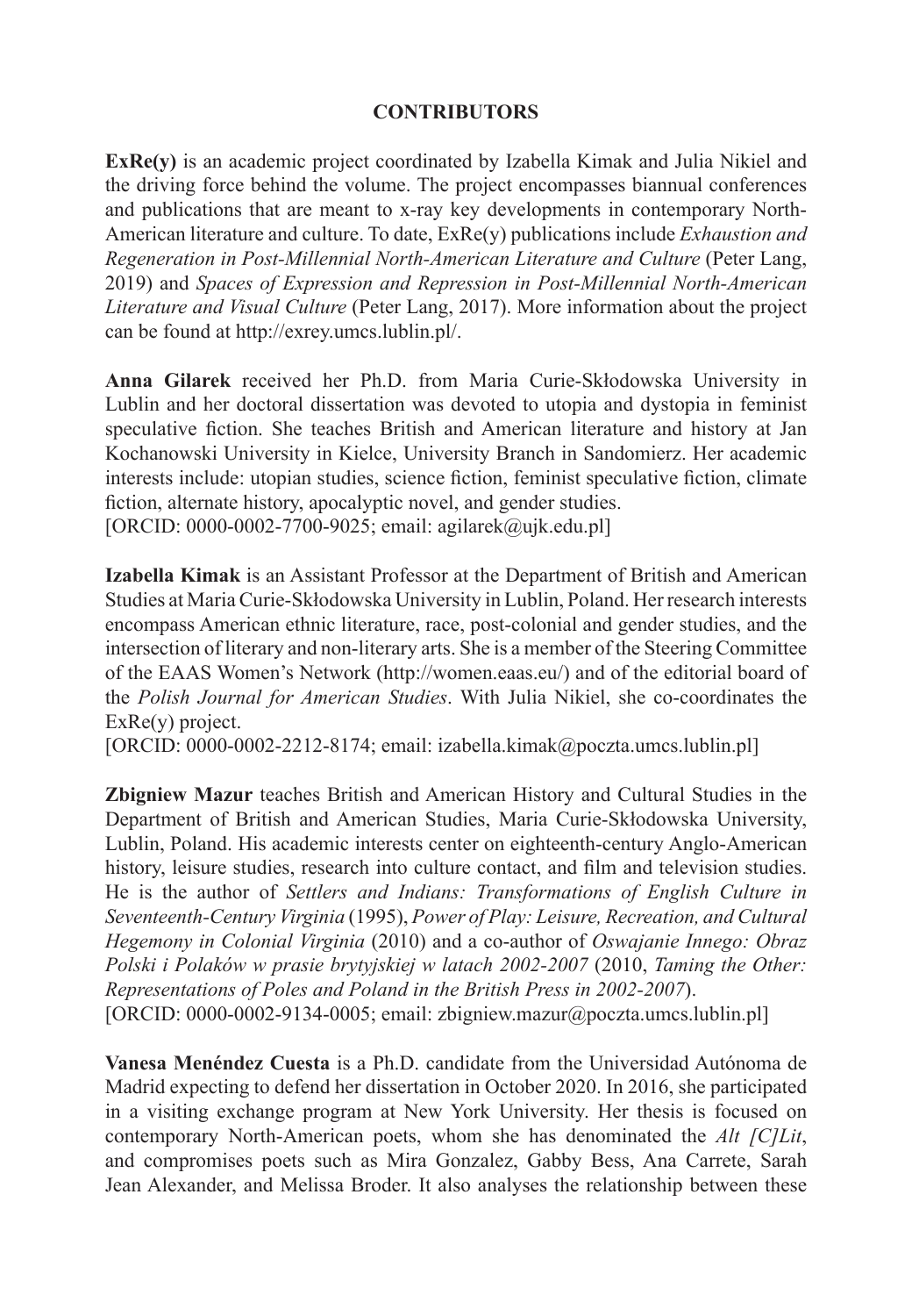## CONTRIBUTORS

**ExRe(y)** is an academic project coordinated by Izabella Kimak and Julia Nikiel and the driving force behind the volume. The project encompasses biannual conferences and publications that are meant to x-ray key developments in contemporary North-American literature and culture. To date, ExRe(y) publications include *Exhaustion and Regeneration in Post-Millennial North-American Literature and Culture* (Peter Lang, 2019) and *Spaces of Expression and Repression in Post-Millennial North-American Literature and Visual Culture* (Peter Lang, 2017). More information about the project can be found at http://exrey.umcs.lublin.pl/.

**Anna Gilarek** received her Ph.D. from Maria Curie-Skłodowska University in Lublin and her doctoral dissertation was devoted to utopia and dystopia in feminist speculative fiction. She teaches British and American literature and history at Jan Kochanowski University in Kielce, University Branch in Sandomierz. Her academic interests include: utopian studies, science fiction, feminist speculative fiction, climate fiction, alternate history, apocalyptic novel, and gender studies.
[ORCID: 0000-0002-7700-9025; email: agilarek@ujk.edu.pl]

**Izabella Kimak** is an Assistant Professor at the Department of British and American Studies at Maria Curie-Skłodowska University in Lublin, Poland. Her research interests encompass American ethnic literature, race, post-colonial and gender studies, and the intersection of literary and non-literary arts. She is a member of the Steering Committee of the EAAS Women's Network (http://women.eaas.eu/) and of the editorial board of the *Polish Journal for American Studies*. With Julia Nikiel, she co-coordinates the ExRe(y) project.
[ORCID: 0000-0002-2212-8174; email: izabella.kimak@poczta.umcs.lublin.pl]

**Zbigniew Mazur** teaches British and American History and Cultural Studies in the Department of British and American Studies, Maria Curie-Skłodowska University, Lublin, Poland. His academic interests center on eighteenth-century Anglo-American history, leisure studies, research into culture contact, and film and television studies. He is the author of *Settlers and Indians: Transformations of English Culture in Seventeenth-Century Virginia* (1995), *Power of Play: Leisure, Recreation, and Cultural Hegemony in Colonial Virginia* (2010) and a co-author of *Oswajanie Innego: Obraz Polski i Polaków w prasie brytyjskiej w latach 2002-2007* (2010, *Taming the Other: Representations of Poles and Poland in the British Press in 2002-2007*).
[ORCID: 0000-0002-9134-0005; email: zbigniew.mazur@poczta.umcs.lublin.pl]

**Vanesa Menéndez Cuesta** is a Ph.D. candidate from the Universidad Autónoma de Madrid expecting to defend her dissertation in October 2020. In 2016, she participated in a visiting exchange program at New York University. Her thesis is focused on contemporary North-American poets, whom she has denominated the *Alt [C]Lit*, and compromises poets such as Mira Gonzalez, Gabby Bess, Ana Carrete, Sarah Jean Alexander, and Melissa Broder. It also analyses the relationship between these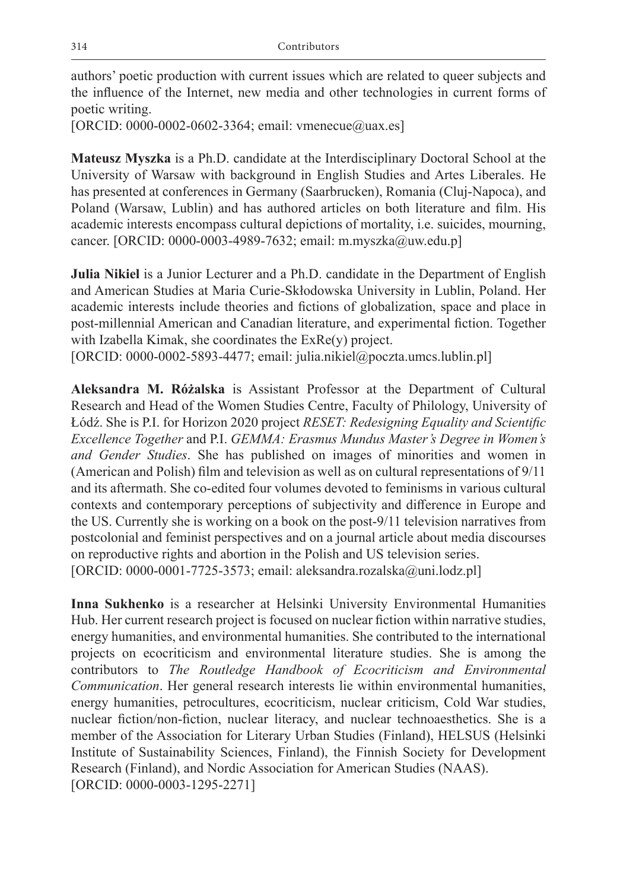authors' poetic production with current issues which are related to queer subjects and the influence of the Internet, new media and other technologies in current forms of poetic writing.
[ORCID: 0000-0002-0602-3364; email: vmenecue@uax.es]

**Mateusz Myszka** is a Ph.D. candidate at the Interdisciplinary Doctoral School at the University of Warsaw with background in English Studies and Artes Liberales. He has presented at conferences in Germany (Saarbrucken), Romania (Cluj-Napoca), and Poland (Warsaw, Lublin) and has authored articles on both literature and film. His academic interests encompass cultural depictions of mortality, i.e. suicides, mourning, cancer. [ORCID: 0000-0003-4989-7632; email: m.myszka@uw.edu.p]

**Julia Nikiel** is a Junior Lecturer and a Ph.D. candidate in the Department of English and American Studies at Maria Curie-Skłodowska University in Lublin, Poland. Her academic interests include theories and fictions of globalization, space and place in post-millennial American and Canadian literature, and experimental fiction. Together with Izabella Kimak, she coordinates the ExRe(y) project.
[ORCID: 0000-0002-5893-4477; email: julia.nikiel@poczta.umcs.lublin.pl]

**Aleksandra M. Różalska** is Assistant Professor at the Department of Cultural Research and Head of the Women Studies Centre, Faculty of Philology, University of Łódź. She is P.I. for Horizon 2020 project *RESET: Redesigning Equality and Scientific Excellence Together* and P.I. *GEMMA: Erasmus Mundus Master's Degree in Women's and Gender Studies*. She has published on images of minorities and women in (American and Polish) film and television as well as on cultural representations of 9/11 and its aftermath. She co-edited four volumes devoted to feminisms in various cultural contexts and contemporary perceptions of subjectivity and difference in Europe and the US. Currently she is working on a book on the post-9/11 television narratives from postcolonial and feminist perspectives and on a journal article about media discourses on reproductive rights and abortion in the Polish and US television series.
[ORCID: 0000-0001-7725-3573; email: aleksandra.rozalska@uni.lodz.pl]

**Inna Sukhenko** is a researcher at Helsinki University Environmental Humanities Hub. Her current research project is focused on nuclear fiction within narrative studies, energy humanities, and environmental humanities. She contributed to the international projects on ecocriticism and environmental literature studies. She is among the contributors to *The Routledge Handbook of Ecocriticism and Environmental Communication*. Her general research interests lie within environmental humanities, energy humanities, petrocultures, ecocriticism, nuclear criticism, Cold War studies, nuclear fiction/non-fiction, nuclear literacy, and nuclear technoaesthetics. She is a member of the Association for Literary Urban Studies (Finland), HELSUS (Helsinki Institute of Sustainability Sciences, Finland), the Finnish Society for Development Research (Finland), and Nordic Association for American Studies (NAAS).
[ORCID: 0000-0003-1295-2271]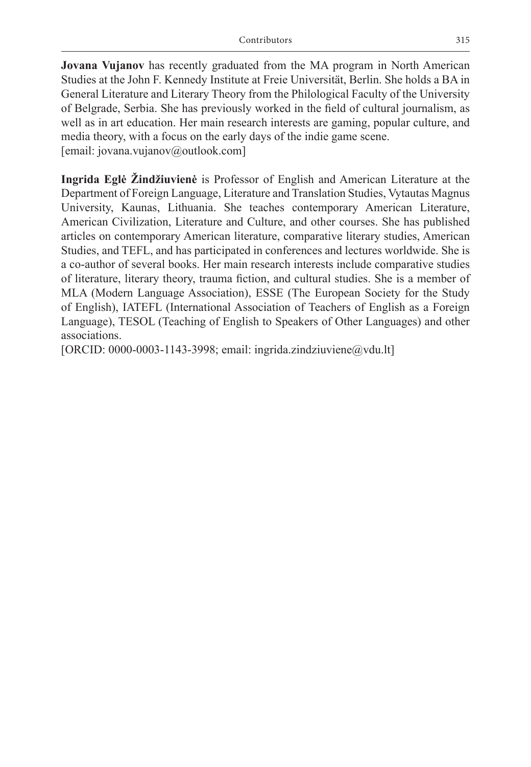**Jovana Vujanov** has recently graduated from the MA program in North American Studies at the John F. Kennedy Institute at Freie Universität, Berlin. She holds a BA in General Literature and Literary Theory from the Philological Faculty of the University of Belgrade, Serbia. She has previously worked in the field of cultural journalism, as well as in art education. Her main research interests are gaming, popular culture, and media theory, with a focus on the early days of the indie game scene.
[email: jovana.vujanov@outlook.com]

**Ingrida Eglė Žindžiuvienė** is Professor of English and American Literature at the Department of Foreign Language, Literature and Translation Studies, Vytautas Magnus University, Kaunas, Lithuania. She teaches contemporary American Literature, American Civilization, Literature and Culture, and other courses. She has published articles on contemporary American literature, comparative literary studies, American Studies, and TEFL, and has participated in conferences and lectures worldwide. She is a co-author of several books. Her main research interests include comparative studies of literature, literary theory, trauma fiction, and cultural studies. She is a member of MLA (Modern Language Association), ESSE (The European Society for the Study of English), IATEFL (International Association of Teachers of English as a Foreign Language), TESOL (Teaching of English to Speakers of Other Languages) and other associations.
[ORCID: 0000-0003-1143-3998; email: ingrida.zindziuviene@vdu.lt]